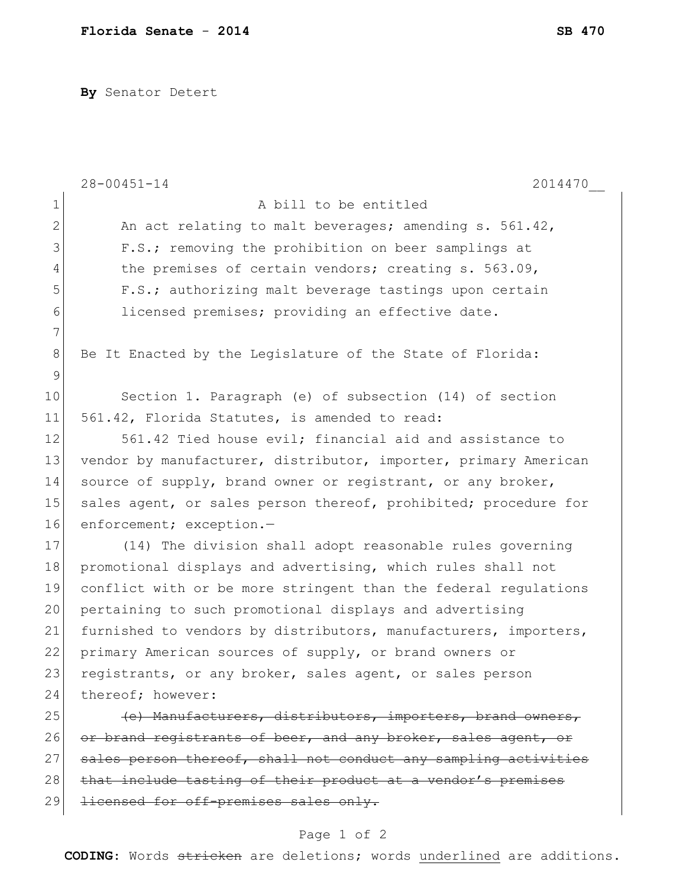**Florida Senate - 2014** **SB 470**

**By** Senator Detert

28-00451-14 2014470__

1 A bill to be entitled
2 An act relating to malt beverages; amending s. 561.42,
3 F.S.; removing the prohibition on beer samplings at
4 the premises of certain vendors; creating s. 563.09,
5 F.S.; authorizing malt beverage tastings upon certain
6 licensed premises; providing an effective date.
7
8 Be It Enacted by the Legislature of the State of Florida:
9
10 Section 1. Paragraph (e) of subsection (14) of section
11 561.42, Florida Statutes, is amended to read:
12 561.42 Tied house evil; financial aid and assistance to
13 vendor by manufacturer, distributor, importer, primary American
14 source of supply, brand owner or registrant, or any broker,
15 sales agent, or sales person thereof, prohibited; procedure for
16 enforcement; exception.—
17 (14) The division shall adopt reasonable rules governing
18 promotional displays and advertising, which rules shall not
19 conflict with or be more stringent than the federal regulations
20 pertaining to such promotional displays and advertising
21 furnished to vendors by distributors, manufacturers, importers,
22 primary American sources of supply, or brand owners or
23 registrants, or any broker, sales agent, or sales person
24 thereof; however:
25 ~~(e) Manufacturers, distributors, importers, brand owners,~~
26 ~~or brand registrants of beer, and any broker, sales agent, or~~
27 ~~sales person thereof, shall not conduct any sampling activities~~
28 ~~that include tasting of their product at a vendor's premises~~
29 ~~licensed for off-premises sales only.~~

**CODING:** Words ~~stricken~~ are deletions; words <u>underlined</u> are additions.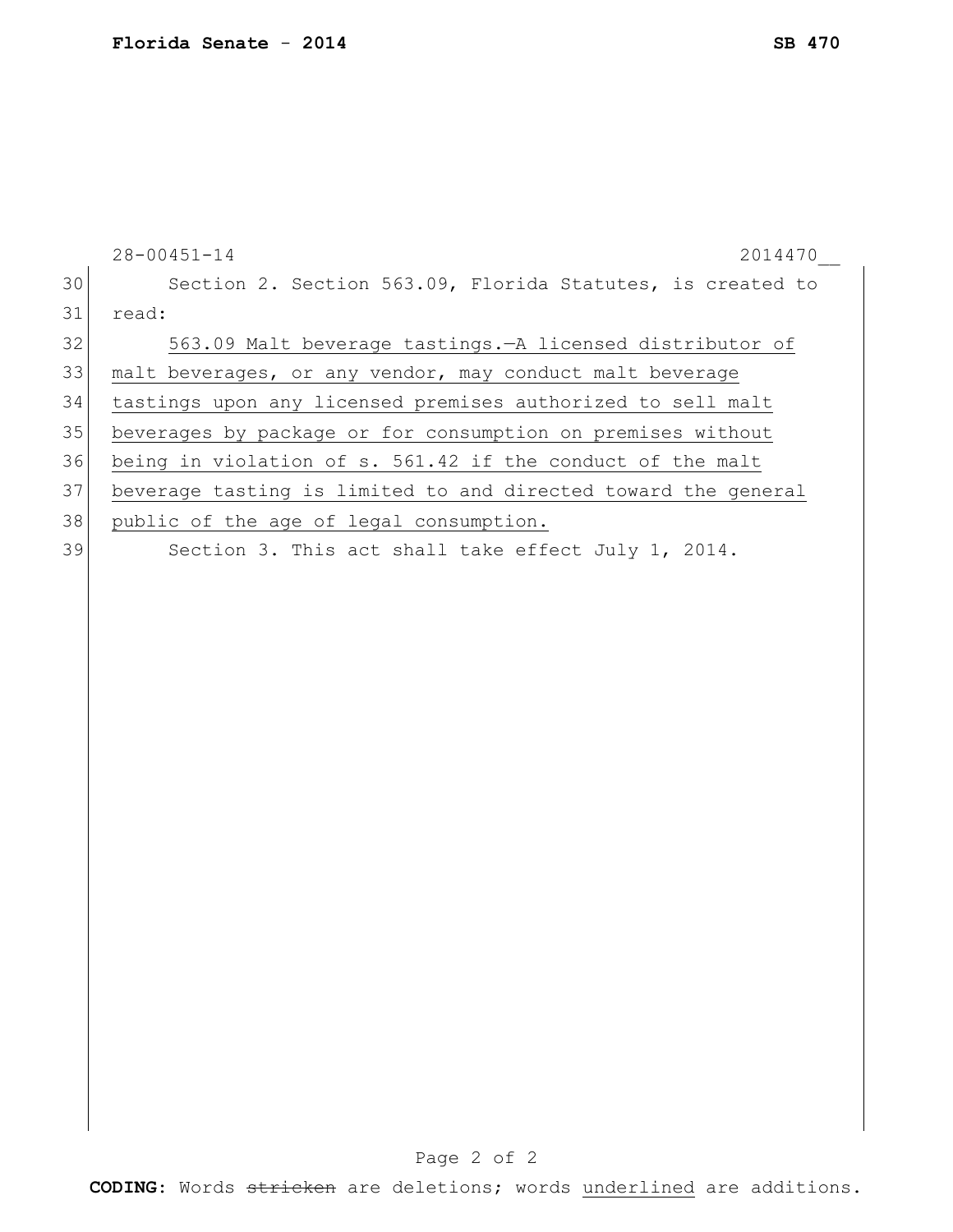28-00451-14 2014470__

30 Section 2. Section 563.09, Florida Statutes, is created to
31 read:
32 <u>563.09 Malt beverage tastings.—A licensed distributor of</u>
33 <u>malt beverages, or any vendor, may conduct malt beverage</u>
34 <u>tastings upon any licensed premises authorized to sell malt</u>
35 <u>beverages by package or for consumption on premises without</u>
36 <u>being in violation of s. 561.42 if the conduct of the malt</u>
37 <u>beverage tasting is limited to and directed toward the general</u>
38 <u>public of the age of legal consumption.</u>
39 Section 3. This act shall take effect July 1, 2014.

**CODING:** Words ~~stricken~~ are deletions; words <u>underlined</u> are additions.